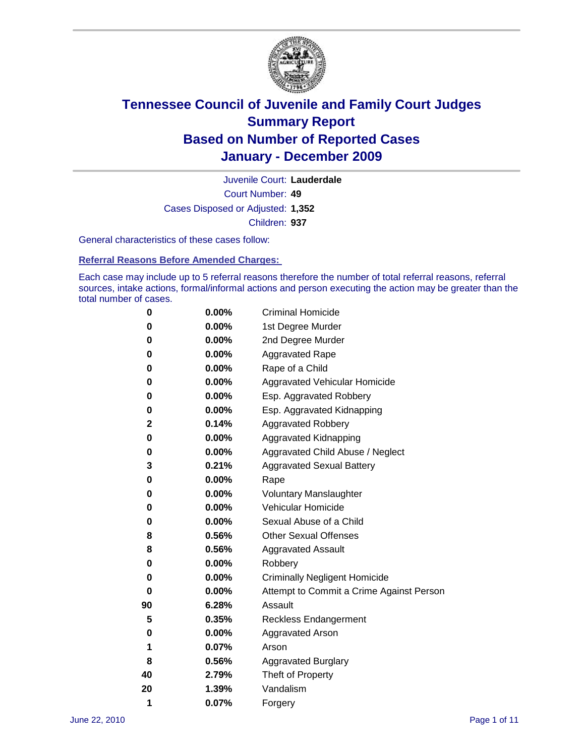# Tennessee Council of Juvenile and Family Court Judges
## Summary Report
## Based on Number of Reported Cases
## January - December 2009

Juvenile Court: **Lauderdale**

Court Number: **49**

Cases Disposed or Adjusted: **1,352**

Children: **937**

General characteristics of these cases follow:

### Referral Reasons Before Amended Charges:

Each case may include up to 5 referral reasons therefore the number of total referral reasons, referral sources, intake actions, formal/informal actions and person executing the action may be greater than the total number of cases.

| Count | Percent | Referral Reason |
|---|---|---|
| 0 | 0.00% | Criminal Homicide |
| 0 | 0.00% | 1st Degree Murder |
| 0 | 0.00% | 2nd Degree Murder |
| 0 | 0.00% | Aggravated Rape |
| 0 | 0.00% | Rape of a Child |
| 0 | 0.00% | Aggravated Vehicular Homicide |
| 0 | 0.00% | Esp. Aggravated Robbery |
| 0 | 0.00% | Esp. Aggravated Kidnapping |
| 2 | 0.14% | Aggravated Robbery |
| 0 | 0.00% | Aggravated Kidnapping |
| 0 | 0.00% | Aggravated Child Abuse / Neglect |
| 3 | 0.21% | Aggravated Sexual Battery |
| 0 | 0.00% | Rape |
| 0 | 0.00% | Voluntary Manslaughter |
| 0 | 0.00% | Vehicular Homicide |
| 0 | 0.00% | Sexual Abuse of a Child |
| 8 | 0.56% | Other Sexual Offenses |
| 8 | 0.56% | Aggravated Assault |
| 0 | 0.00% | Robbery |
| 0 | 0.00% | Criminally Negligent Homicide |
| 0 | 0.00% | Attempt to Commit a Crime Against Person |
| 90 | 6.28% | Assault |
| 5 | 0.35% | Reckless Endangerment |
| 0 | 0.00% | Aggravated Arson |
| 1 | 0.07% | Arson |
| 8 | 0.56% | Aggravated Burglary |
| 40 | 2.79% | Theft of Property |
| 20 | 1.39% | Vandalism |
| 1 | 0.07% | Forgery |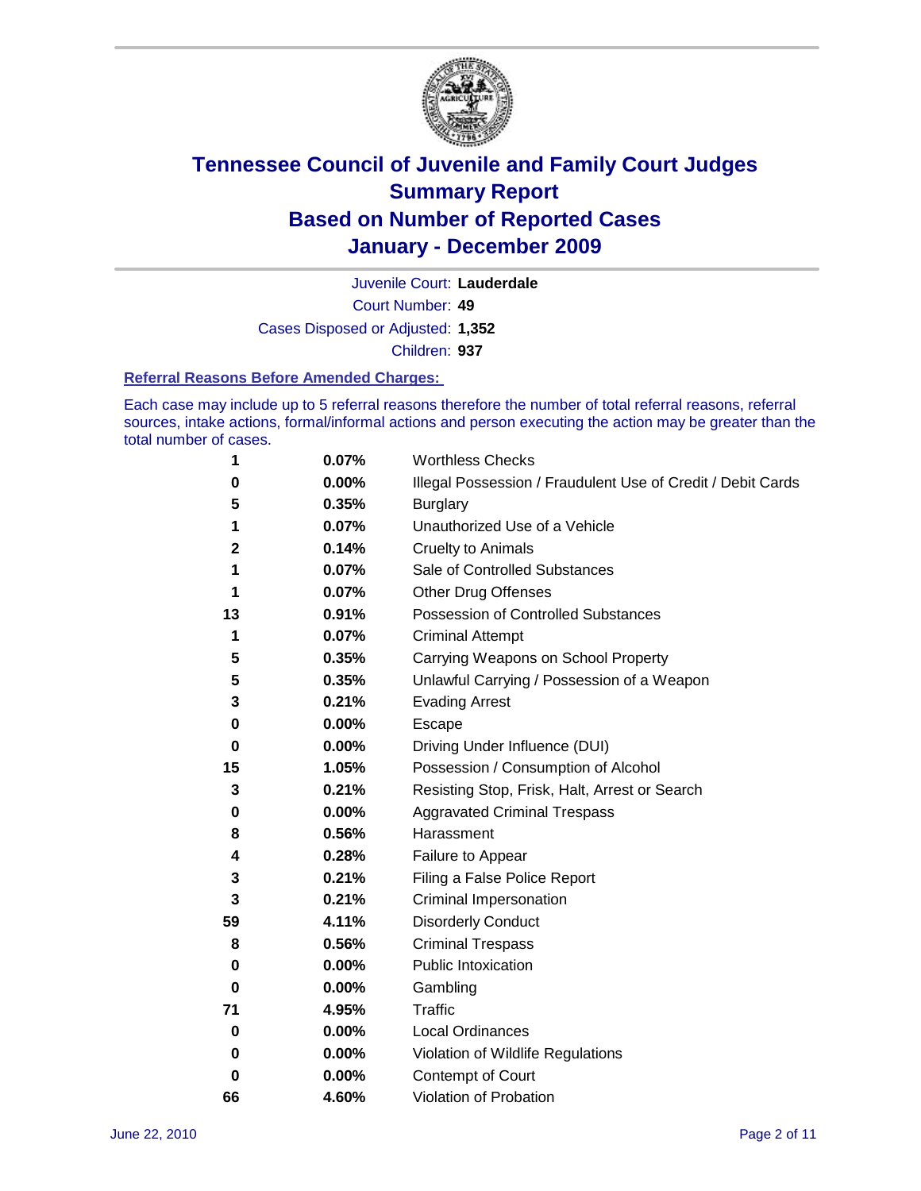# Tennessee Council of Juvenile and Family Court Judges
# Summary Report
# Based on Number of Reported Cases
# January - December 2009

Juvenile Court: **Lauderdale**

Court Number: **49**

Cases Disposed or Adjusted: **1,352**

Children: **937**

### Referral Reasons Before Amended Charges:

Each case may include up to 5 referral reasons therefore the number of total referral reasons, referral sources, intake actions, formal/informal actions and person executing the action may be greater than the total number of cases.

| | | |
|---|---|---|
| 1 | 0.07% | Worthless Checks |
| 0 | 0.00% | Illegal Possession / Fraudulent Use of Credit / Debit Cards |
| 5 | 0.35% | Burglary |
| 1 | 0.07% | Unauthorized Use of a Vehicle |
| 2 | 0.14% | Cruelty to Animals |
| 1 | 0.07% | Sale of Controlled Substances |
| 1 | 0.07% | Other Drug Offenses |
| 13 | 0.91% | Possession of Controlled Substances |
| 1 | 0.07% | Criminal Attempt |
| 5 | 0.35% | Carrying Weapons on School Property |
| 5 | 0.35% | Unlawful Carrying / Possession of a Weapon |
| 3 | 0.21% | Evading Arrest |
| 0 | 0.00% | Escape |
| 0 | 0.00% | Driving Under Influence (DUI) |
| 15 | 1.05% | Possession / Consumption of Alcohol |
| 3 | 0.21% | Resisting Stop, Frisk, Halt, Arrest or Search |
| 0 | 0.00% | Aggravated Criminal Trespass |
| 8 | 0.56% | Harassment |
| 4 | 0.28% | Failure to Appear |
| 3 | 0.21% | Filing a False Police Report |
| 3 | 0.21% | Criminal Impersonation |
| 59 | 4.11% | Disorderly Conduct |
| 8 | 0.56% | Criminal Trespass |
| 0 | 0.00% | Public Intoxication |
| 0 | 0.00% | Gambling |
| 71 | 4.95% | Traffic |
| 0 | 0.00% | Local Ordinances |
| 0 | 0.00% | Violation of Wildlife Regulations |
| 0 | 0.00% | Contempt of Court |
| 66 | 4.60% | Violation of Probation |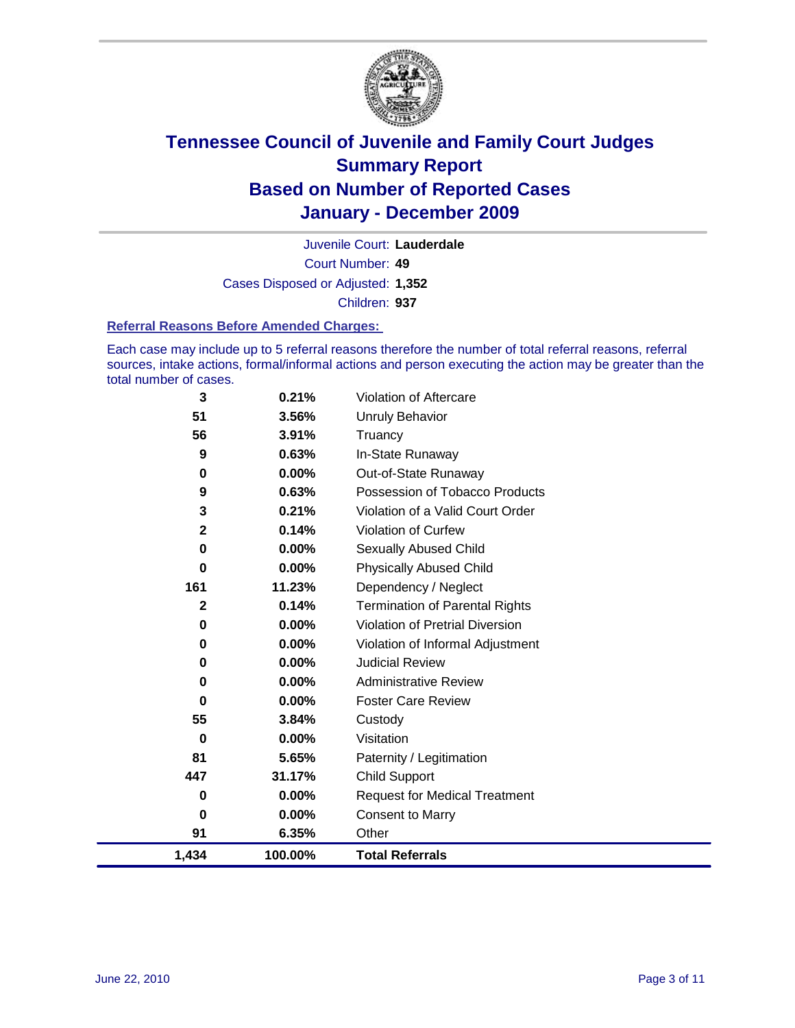# Tennessee Council of Juvenile and Family Court Judges
## Summary Report
## Based on Number of Reported Cases
## January - December 2009

Juvenile Court: **Lauderdale**

Court Number: **49**

Cases Disposed or Adjusted: **1,352**

Children: **937**

### Referral Reasons Before Amended Charges:

Each case may include up to 5 referral reasons therefore the number of total referral reasons, referral sources, intake actions, formal/informal actions and person executing the action may be greater than the total number of cases.

| Count | Percent | Referral Reason |
|---|---|---|
| 3 | 0.21% | Violation of Aftercare |
| 51 | 3.56% | Unruly Behavior |
| 56 | 3.91% | Truancy |
| 9 | 0.63% | In-State Runaway |
| 0 | 0.00% | Out-of-State Runaway |
| 9 | 0.63% | Possession of Tobacco Products |
| 3 | 0.21% | Violation of a Valid Court Order |
| 2 | 0.14% | Violation of Curfew |
| 0 | 0.00% | Sexually Abused Child |
| 0 | 0.00% | Physically Abused Child |
| 161 | 11.23% | Dependency / Neglect |
| 2 | 0.14% | Termination of Parental Rights |
| 0 | 0.00% | Violation of Pretrial Diversion |
| 0 | 0.00% | Violation of Informal Adjustment |
| 0 | 0.00% | Judicial Review |
| 0 | 0.00% | Administrative Review |
| 0 | 0.00% | Foster Care Review |
| 55 | 3.84% | Custody |
| 0 | 0.00% | Visitation |
| 81 | 5.65% | Paternity / Legitimation |
| 447 | 31.17% | Child Support |
| 0 | 0.00% | Request for Medical Treatment |
| 0 | 0.00% | Consent to Marry |
| 91 | 6.35% | Other |
| **1,434** | **100.00%** | **Total Referrals** |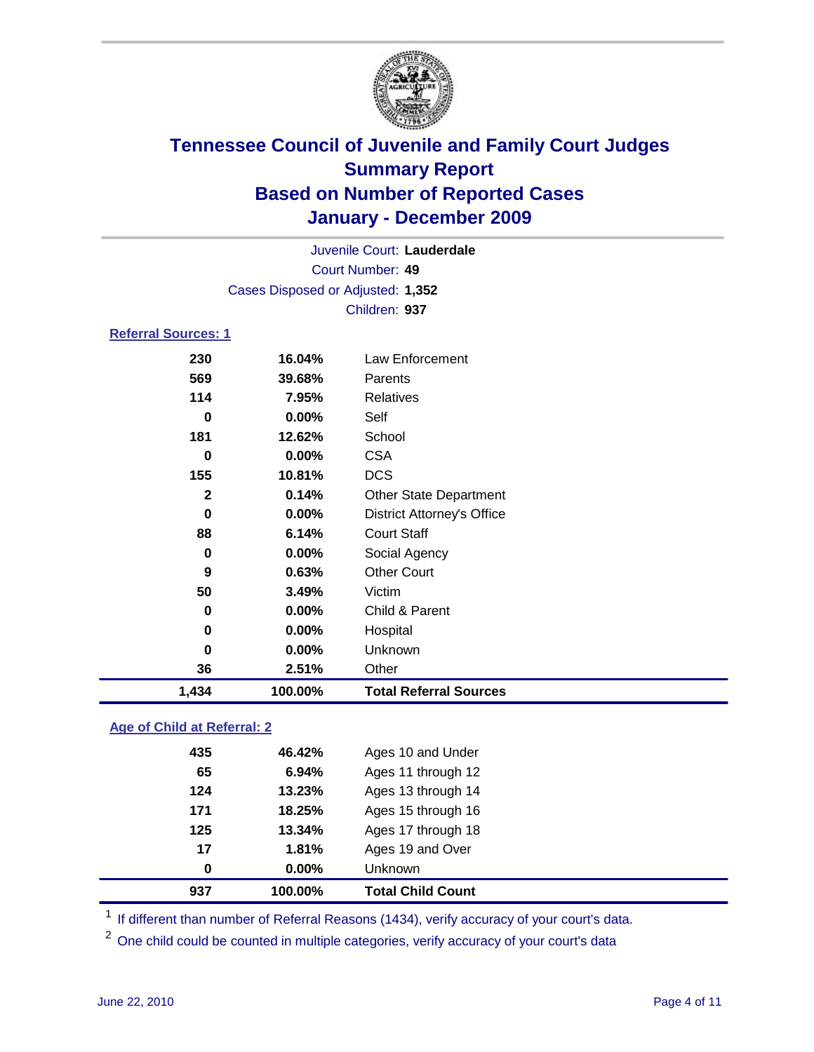# Tennessee Council of Juvenile and Family Court Judges
## Summary Report
## Based on Number of Reported Cases
## January - December 2009

Juvenile Court: **Lauderdale**
Court Number: **49**
Cases Disposed or Adjusted: **1,352**
Children: **937**

### Referral Sources: 1

| | | |
|---|---|---|
| 230 | 16.04% | Law Enforcement |
| 569 | 39.68% | Parents |
| 114 | 7.95% | Relatives |
| 0 | 0.00% | Self |
| 181 | 12.62% | School |
| 0 | 0.00% | CSA |
| 155 | 10.81% | DCS |
| 2 | 0.14% | Other State Department |
| 0 | 0.00% | District Attorney's Office |
| 88 | 6.14% | Court Staff |
| 0 | 0.00% | Social Agency |
| 9 | 0.63% | Other Court |
| 50 | 3.49% | Victim |
| 0 | 0.00% | Child & Parent |
| 0 | 0.00% | Hospital |
| 0 | 0.00% | Unknown |
| 36 | 2.51% | Other |
| **1,434** | **100.00%** | **Total Referral Sources** |

### Age of Child at Referral: 2

| | | |
|---|---|---|
| 435 | 46.42% | Ages 10 and Under |
| 65 | 6.94% | Ages 11 through 12 |
| 124 | 13.23% | Ages 13 through 14 |
| 171 | 18.25% | Ages 15 through 16 |
| 125 | 13.34% | Ages 17 through 18 |
| 17 | 1.81% | Ages 19 and Over |
| 0 | 0.00% | Unknown |
| **937** | **100.00%** | **Total Child Count** |

[1] If different than number of Referral Reasons (1434), verify accuracy of your court's data.

[2] One child could be counted in multiple categories, verify accuracy of your court's data

June 22, 2010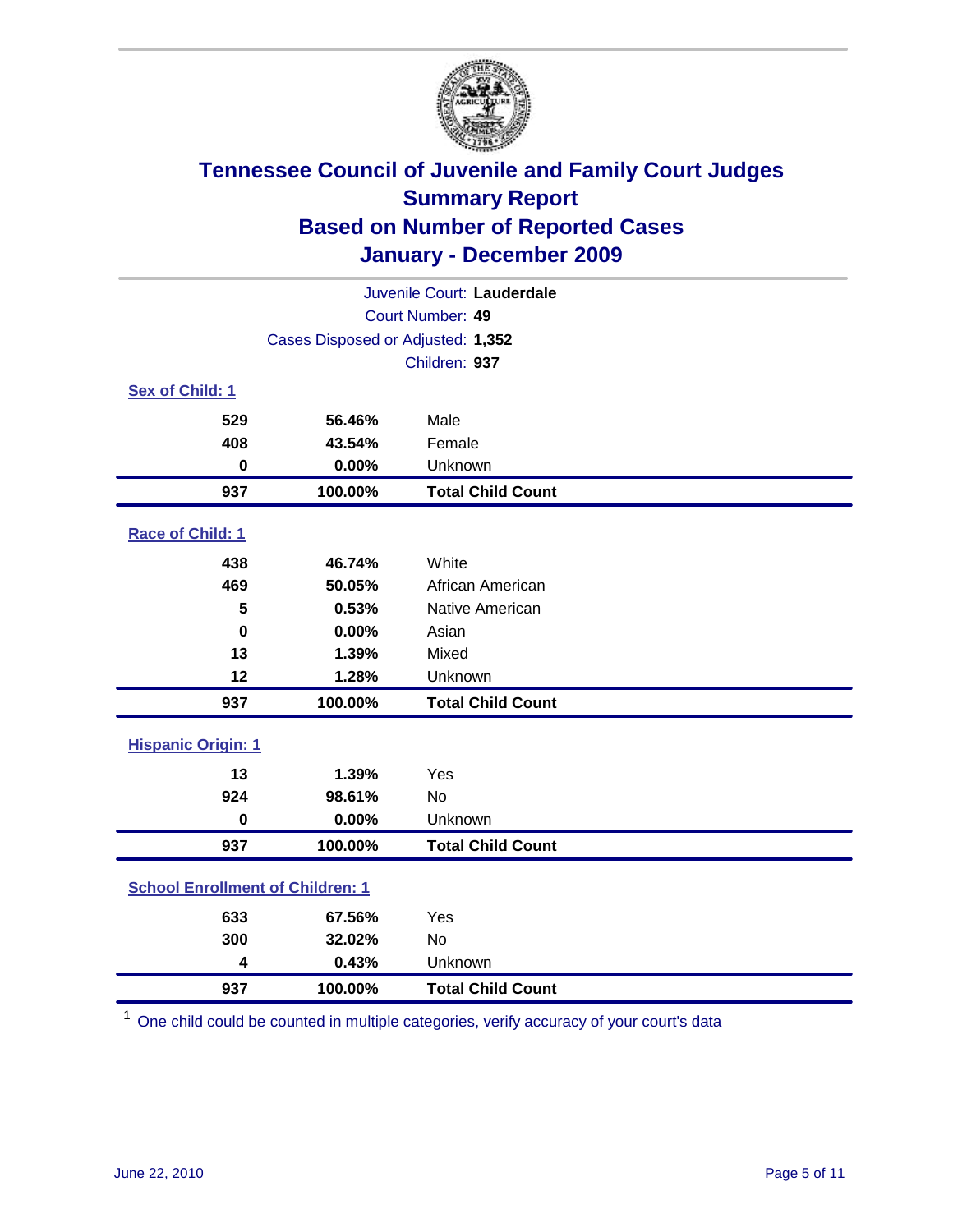# Tennessee Council of Juvenile and Family Court Judges
## Summary Report
## Based on Number of Reported Cases
## January - December 2009

Juvenile Court: **Lauderdale**
Court Number: **49**
Cases Disposed or Adjusted: **1,352**
Children: **937**

### Sex of Child: 1

| | | |
|---|---|---|
| 529 | 56.46% | Male |
| 408 | 43.54% | Female |
| 0 | 0.00% | Unknown |
| **937** | **100.00%** | **Total Child Count** |

### Race of Child: 1

| | | |
|---|---|---|
| 438 | 46.74% | White |
| 469 | 50.05% | African American |
| 5 | 0.53% | Native American |
| 0 | 0.00% | Asian |
| 13 | 1.39% | Mixed |
| 12 | 1.28% | Unknown |
| **937** | **100.00%** | **Total Child Count** |

### Hispanic Origin: 1

| | | |
|---|---|---|
| 13 | 1.39% | Yes |
| 924 | 98.61% | No |
| 0 | 0.00% | Unknown |
| **937** | **100.00%** | **Total Child Count** |

### School Enrollment of Children: 1

| | | |
|---|---|---|
| 633 | 67.56% | Yes |
| 300 | 32.02% | No |
| 4 | 0.43% | Unknown |
| **937** | **100.00%** | **Total Child Count** |

[1] One child could be counted in multiple categories, verify accuracy of your court's data

June 22, 2010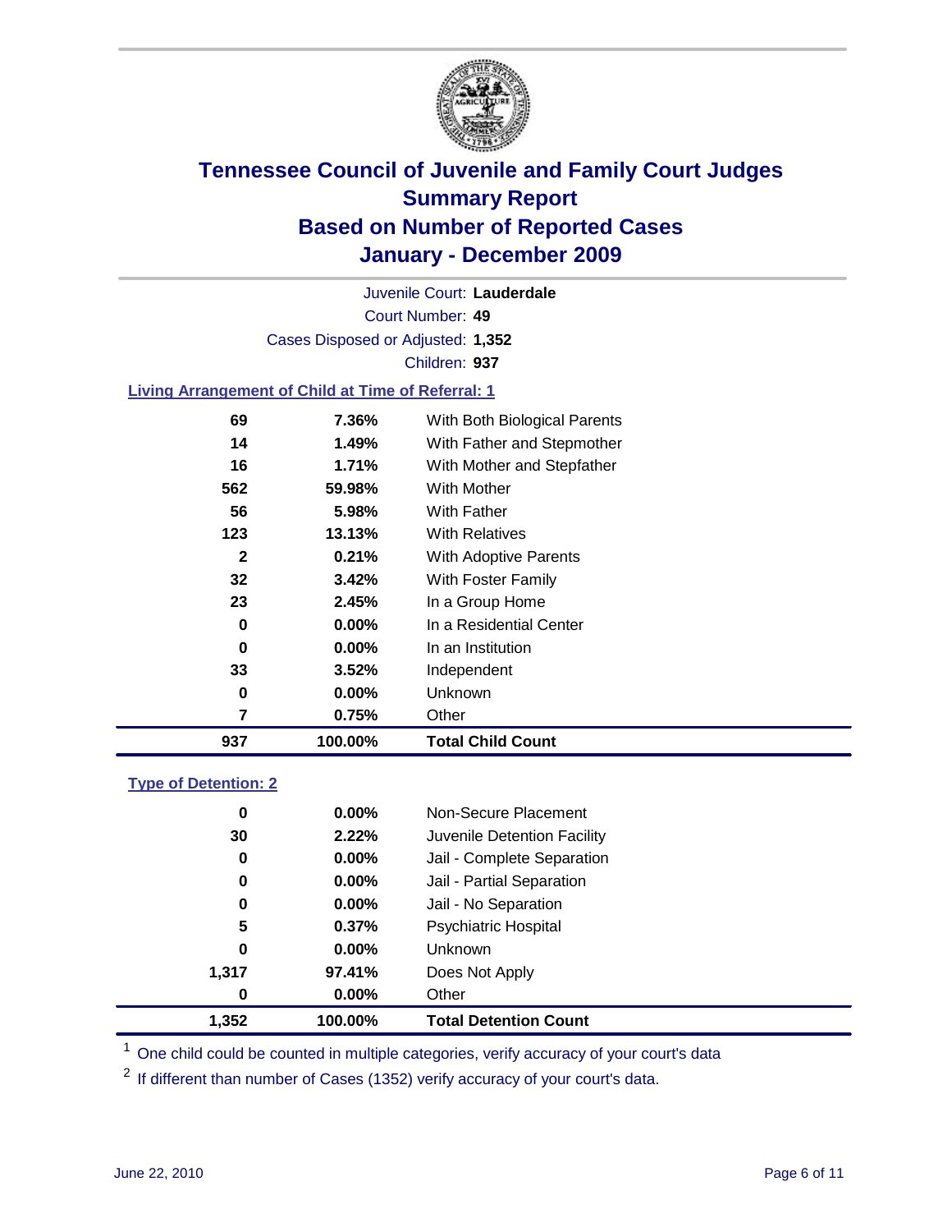# Tennessee Council of Juvenile and Family Court Judges
## Summary Report
## Based on Number of Reported Cases
## January - December 2009

Juvenile Court: **Lauderdale**

Court Number: **49**

Cases Disposed or Adjusted: **1,352**

Children: **937**

### Living Arrangement of Child at Time of Referral: 1

| Count | Percent | Living Arrangement |
|---|---|---|
| 69 | 7.36% | With Both Biological Parents |
| 14 | 1.49% | With Father and Stepmother |
| 16 | 1.71% | With Mother and Stepfather |
| 562 | 59.98% | With Mother |
| 56 | 5.98% | With Father |
| 123 | 13.13% | With Relatives |
| 2 | 0.21% | With Adoptive Parents |
| 32 | 3.42% | With Foster Family |
| 23 | 2.45% | In a Group Home |
| 0 | 0.00% | In a Residential Center |
| 0 | 0.00% | In an Institution |
| 33 | 3.52% | Independent |
| 0 | 0.00% | Unknown |
| 7 | 0.75% | Other |
| **937** | **100.00%** | **Total Child Count** |

### Type of Detention: 2

| Count | Percent | Type of Detention |
|---|---|---|
| 0 | 0.00% | Non-Secure Placement |
| 30 | 2.22% | Juvenile Detention Facility |
| 0 | 0.00% | Jail - Complete Separation |
| 0 | 0.00% | Jail - Partial Separation |
| 0 | 0.00% | Jail - No Separation |
| 5 | 0.37% | Psychiatric Hospital |
| 0 | 0.00% | Unknown |
| 1,317 | 97.41% | Does Not Apply |
| 0 | 0.00% | Other |
| **1,352** | **100.00%** | **Total Detention Count** |

[1] One child could be counted in multiple categories, verify accuracy of your court's data

[2] If different than number of Cases (1352) verify accuracy of your court's data.

June 22, 2010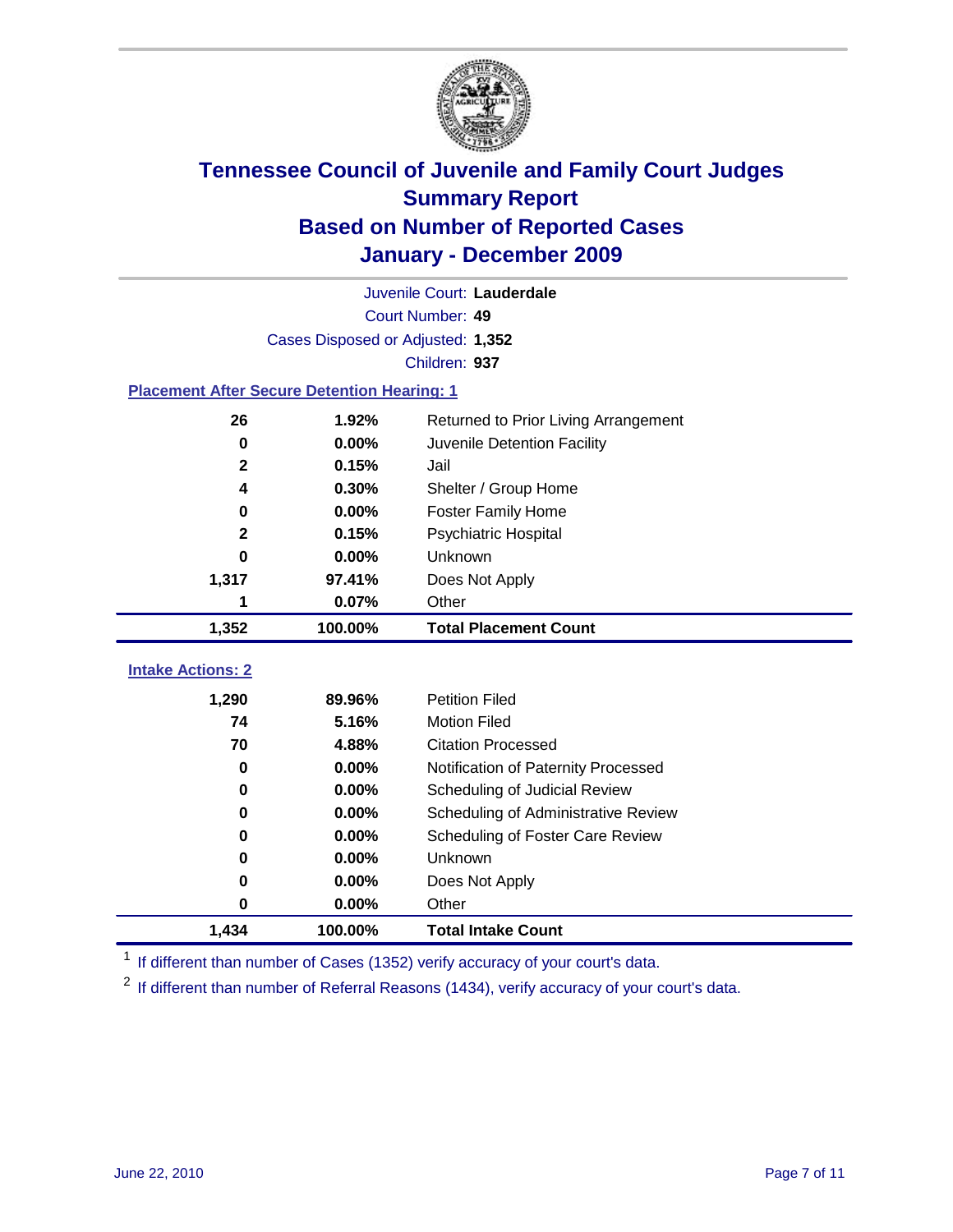# Tennessee Council of Juvenile and Family Court Judges
## Summary Report
## Based on Number of Reported Cases
## January - December 2009

Juvenile Court: **Lauderdale**

Court Number: **49**

Cases Disposed or Adjusted: **1,352**

Children: **937**

### Placement After Secure Detention Hearing: 1

| Count | Percent | Placement |
|---|---|---|
| 26 | 1.92% | Returned to Prior Living Arrangement |
| 0 | 0.00% | Juvenile Detention Facility |
| 2 | 0.15% | Jail |
| 4 | 0.30% | Shelter / Group Home |
| 0 | 0.00% | Foster Family Home |
| 2 | 0.15% | Psychiatric Hospital |
| 0 | 0.00% | Unknown |
| 1,317 | 97.41% | Does Not Apply |
| 1 | 0.07% | Other |
| **1,352** | **100.00%** | **Total Placement Count** |

### Intake Actions: 2

| Count | Percent | Intake Action |
|---|---|---|
| 1,290 | 89.96% | Petition Filed |
| 74 | 5.16% | Motion Filed |
| 70 | 4.88% | Citation Processed |
| 0 | 0.00% | Notification of Paternity Processed |
| 0 | 0.00% | Scheduling of Judicial Review |
| 0 | 0.00% | Scheduling of Administrative Review |
| 0 | 0.00% | Scheduling of Foster Care Review |
| 0 | 0.00% | Unknown |
| 0 | 0.00% | Does Not Apply |
| 0 | 0.00% | Other |
| **1,434** | **100.00%** | **Total Intake Count** |

[1] If different than number of Cases (1352) verify accuracy of your court's data.

[2] If different than number of Referral Reasons (1434), verify accuracy of your court's data.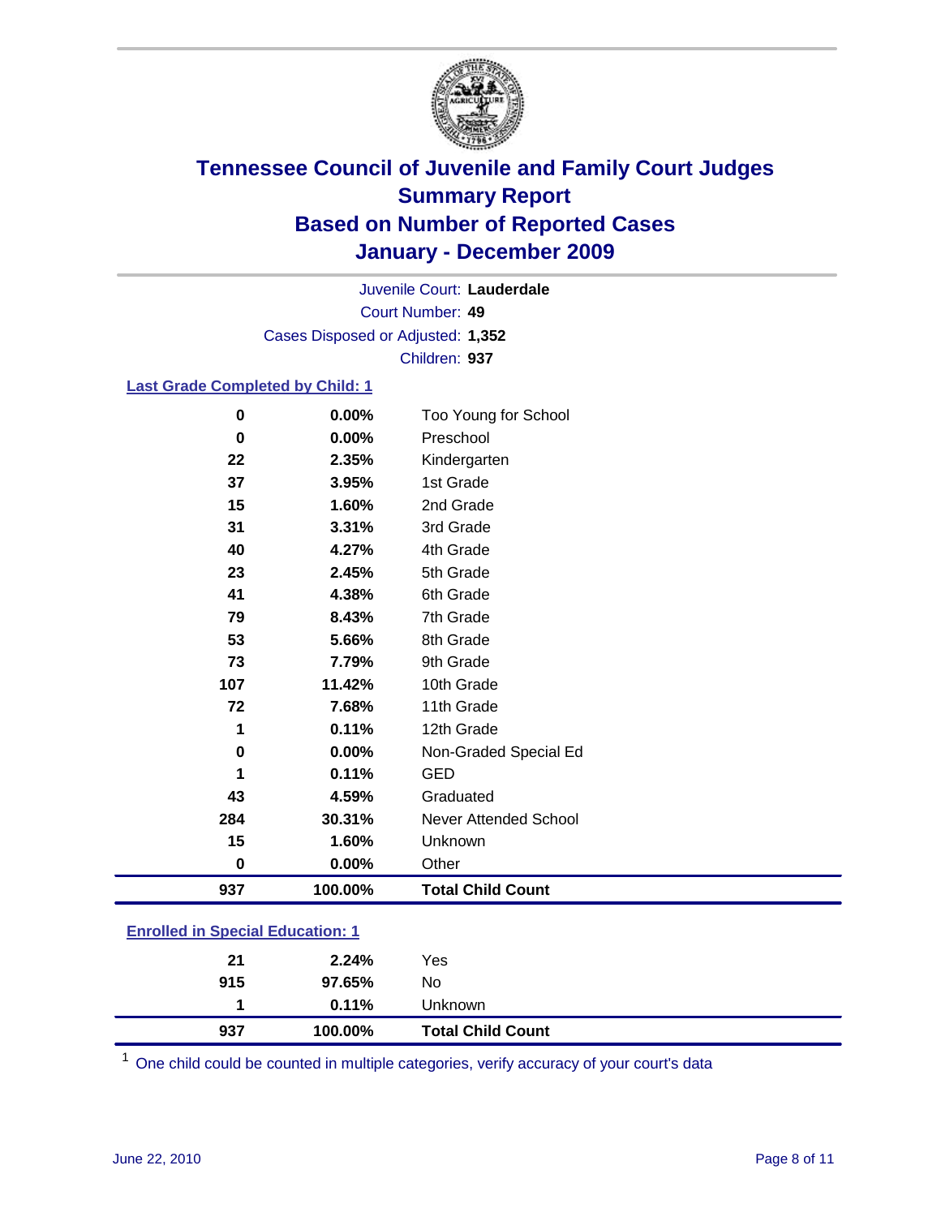# Tennessee Council of Juvenile and Family Court Judges
## Summary Report
## Based on Number of Reported Cases
## January - December 2009

Juvenile Court: **Lauderdale**
Court Number: **49**
Cases Disposed or Adjusted: **1,352**
Children: **937**

### Last Grade Completed by Child: 1

| Count | Percent | Category |
|---|---|---|
| 0 | 0.00% | Too Young for School |
| 0 | 0.00% | Preschool |
| 22 | 2.35% | Kindergarten |
| 37 | 3.95% | 1st Grade |
| 15 | 1.60% | 2nd Grade |
| 31 | 3.31% | 3rd Grade |
| 40 | 4.27% | 4th Grade |
| 23 | 2.45% | 5th Grade |
| 41 | 4.38% | 6th Grade |
| 79 | 8.43% | 7th Grade |
| 53 | 5.66% | 8th Grade |
| 73 | 7.79% | 9th Grade |
| 107 | 11.42% | 10th Grade |
| 72 | 7.68% | 11th Grade |
| 1 | 0.11% | 12th Grade |
| 0 | 0.00% | Non-Graded Special Ed |
| 1 | 0.11% | GED |
| 43 | 4.59% | Graduated |
| 284 | 30.31% | Never Attended School |
| 15 | 1.60% | Unknown |
| 0 | 0.00% | Other |
| **937** | **100.00%** | **Total Child Count** |

### Enrolled in Special Education: 1

| Count | Percent | Category |
|---|---|---|
| 21 | 2.24% | Yes |
| 915 | 97.65% | No |
| 1 | 0.11% | Unknown |
| **937** | **100.00%** | **Total Child Count** |

[1] One child could be counted in multiple categories, verify accuracy of your court's data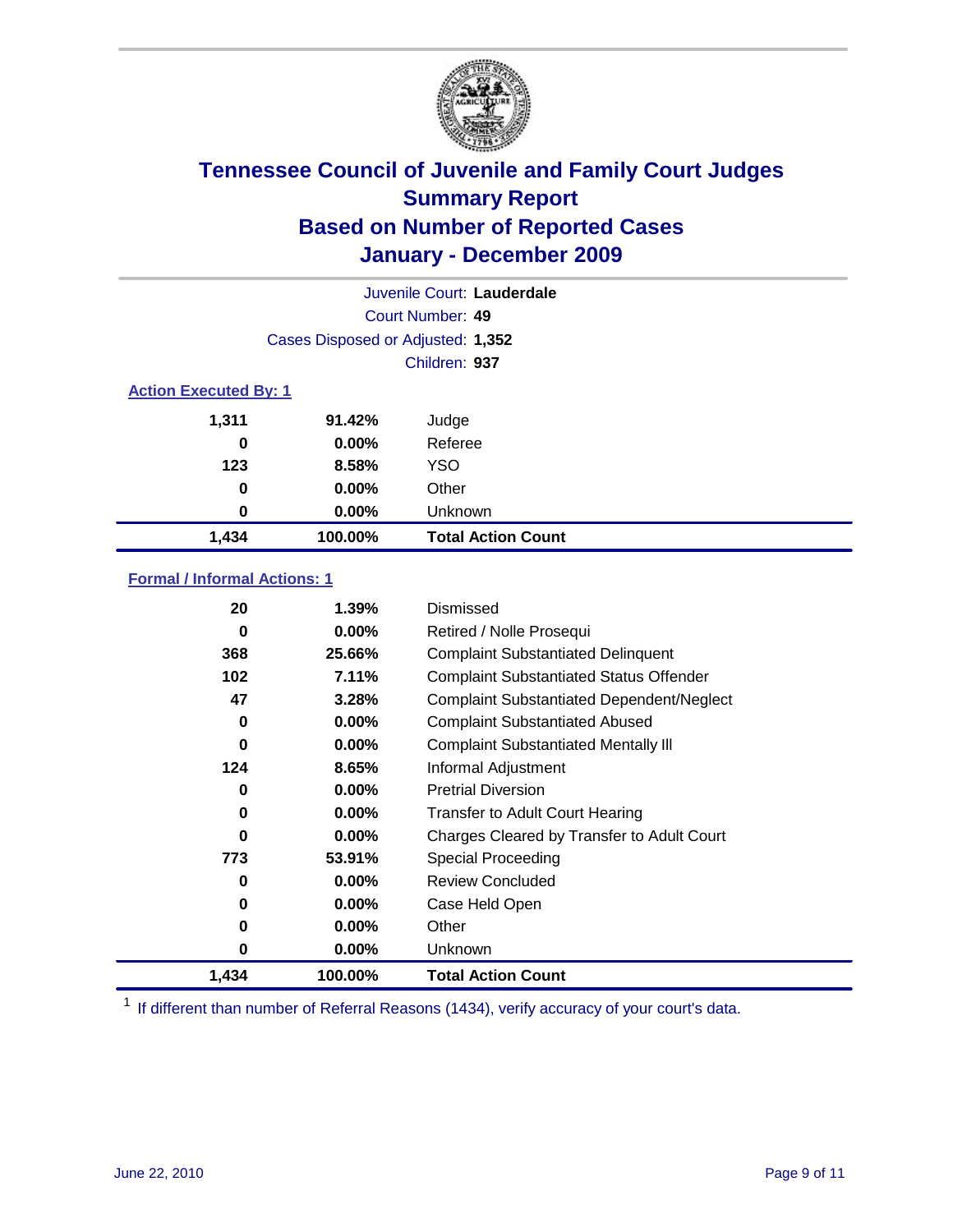# Tennessee Council of Juvenile and Family Court Judges
## Summary Report
## Based on Number of Reported Cases
## January - December 2009

Juvenile Court: **Lauderdale**

Court Number: **49**

Cases Disposed or Adjusted: **1,352**

Children: **937**

### Action Executed By: 1

| | | |
|---|---|---|
| 1,311 | 91.42% | Judge |
| 0 | 0.00% | Referee |
| 123 | 8.58% | YSO |
| 0 | 0.00% | Other |
| 0 | 0.00% | Unknown |
| **1,434** | **100.00%** | **Total Action Count** |

### Formal / Informal Actions: 1

| | | |
|---|---|---|
| 20 | 1.39% | Dismissed |
| 0 | 0.00% | Retired / Nolle Prosequi |
| 368 | 25.66% | Complaint Substantiated Delinquent |
| 102 | 7.11% | Complaint Substantiated Status Offender |
| 47 | 3.28% | Complaint Substantiated Dependent/Neglect |
| 0 | 0.00% | Complaint Substantiated Abused |
| 0 | 0.00% | Complaint Substantiated Mentally Ill |
| 124 | 8.65% | Informal Adjustment |
| 0 | 0.00% | Pretrial Diversion |
| 0 | 0.00% | Transfer to Adult Court Hearing |
| 0 | 0.00% | Charges Cleared by Transfer to Adult Court |
| 773 | 53.91% | Special Proceeding |
| 0 | 0.00% | Review Concluded |
| 0 | 0.00% | Case Held Open |
| 0 | 0.00% | Other |
| 0 | 0.00% | Unknown |
| **1,434** | **100.00%** | **Total Action Count** |

[1] If different than number of Referral Reasons (1434), verify accuracy of your court's data.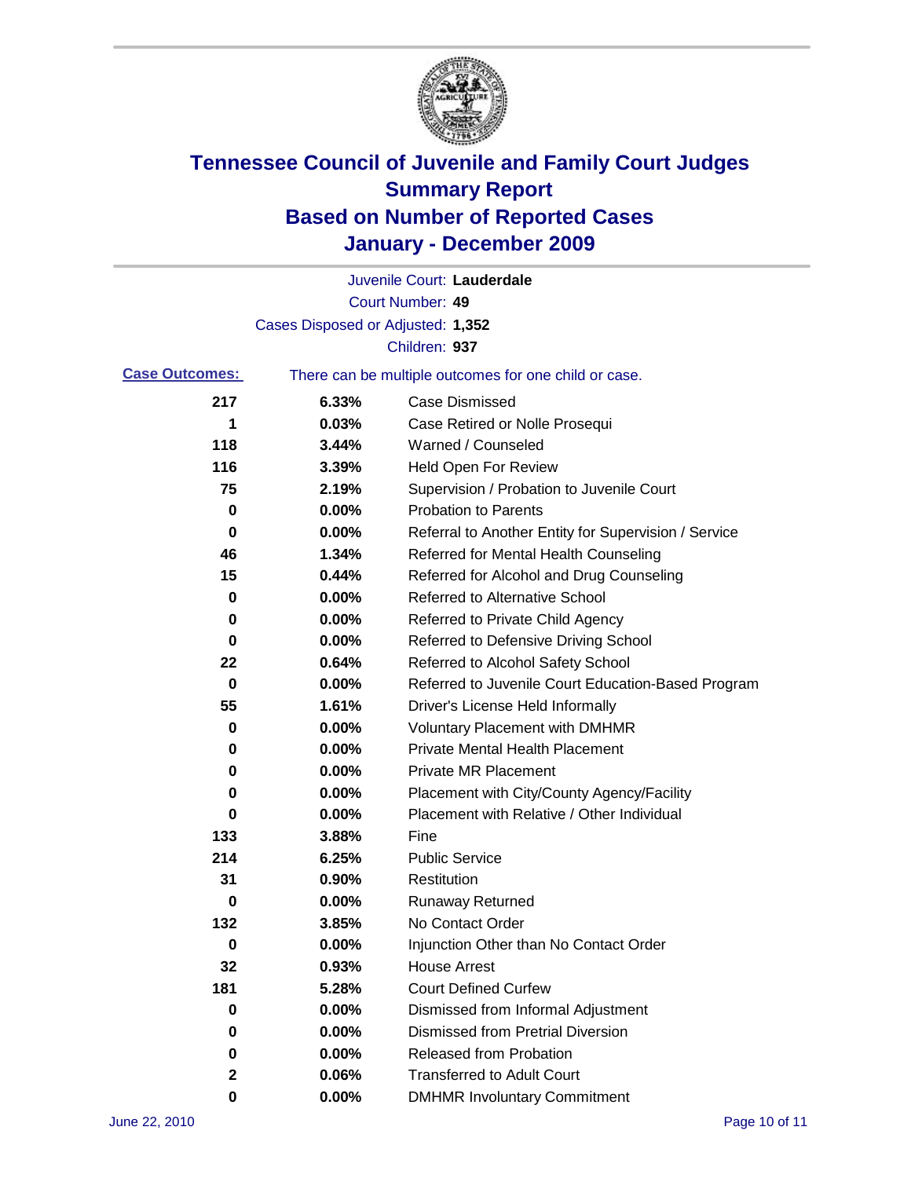# Tennessee Council of Juvenile and Family Court Judges
## Summary Report
## Based on Number of Reported Cases
## January - December 2009

Juvenile Court: **Lauderdale**

Court Number: **49**

Cases Disposed or Adjusted: **1,352**

Children: **937**

**Case Outcomes:** There can be multiple outcomes for one child or case.

| Count | Percent | Outcome |
|---|---|---|
| 217 | 6.33% | Case Dismissed |
| 1 | 0.03% | Case Retired or Nolle Prosequi |
| 118 | 3.44% | Warned / Counseled |
| 116 | 3.39% | Held Open For Review |
| 75 | 2.19% | Supervision / Probation to Juvenile Court |
| 0 | 0.00% | Probation to Parents |
| 0 | 0.00% | Referral to Another Entity for Supervision / Service |
| 46 | 1.34% | Referred for Mental Health Counseling |
| 15 | 0.44% | Referred for Alcohol and Drug Counseling |
| 0 | 0.00% | Referred to Alternative School |
| 0 | 0.00% | Referred to Private Child Agency |
| 0 | 0.00% | Referred to Defensive Driving School |
| 22 | 0.64% | Referred to Alcohol Safety School |
| 0 | 0.00% | Referred to Juvenile Court Education-Based Program |
| 55 | 1.61% | Driver's License Held Informally |
| 0 | 0.00% | Voluntary Placement with DMHMR |
| 0 | 0.00% | Private Mental Health Placement |
| 0 | 0.00% | Private MR Placement |
| 0 | 0.00% | Placement with City/County Agency/Facility |
| 0 | 0.00% | Placement with Relative / Other Individual |
| 133 | 3.88% | Fine |
| 214 | 6.25% | Public Service |
| 31 | 0.90% | Restitution |
| 0 | 0.00% | Runaway Returned |
| 132 | 3.85% | No Contact Order |
| 0 | 0.00% | Injunction Other than No Contact Order |
| 32 | 0.93% | House Arrest |
| 181 | 5.28% | Court Defined Curfew |
| 0 | 0.00% | Dismissed from Informal Adjustment |
| 0 | 0.00% | Dismissed from Pretrial Diversion |
| 0 | 0.00% | Released from Probation |
| 2 | 0.06% | Transferred to Adult Court |
| 0 | 0.00% | DMHMR Involuntary Commitment |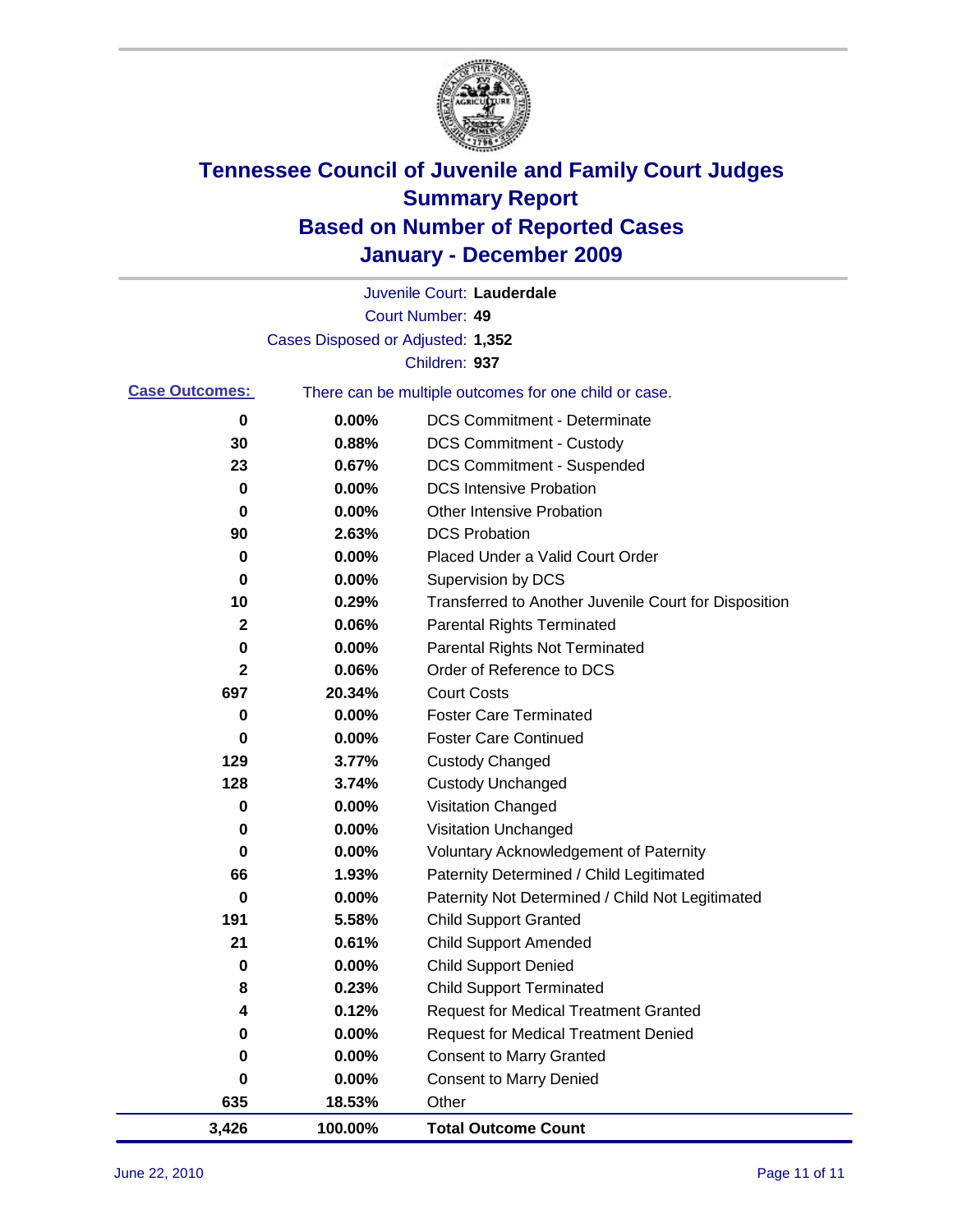# Tennessee Council of Juvenile and Family Court Judges
## Summary Report
## Based on Number of Reported Cases
## January - December 2009

Juvenile Court: **Lauderdale**

Court Number: **49**

Cases Disposed or Adjusted: **1,352**

Children: **937**

**Case Outcomes:** There can be multiple outcomes for one child or case.

| | | |
|---|---|---|
| 0 | 0.00% | DCS Commitment - Determinate |
| 30 | 0.88% | DCS Commitment - Custody |
| 23 | 0.67% | DCS Commitment - Suspended |
| 0 | 0.00% | DCS Intensive Probation |
| 0 | 0.00% | Other Intensive Probation |
| 90 | 2.63% | DCS Probation |
| 0 | 0.00% | Placed Under a Valid Court Order |
| 0 | 0.00% | Supervision by DCS |
| 10 | 0.29% | Transferred to Another Juvenile Court for Disposition |
| 2 | 0.06% | Parental Rights Terminated |
| 0 | 0.00% | Parental Rights Not Terminated |
| 2 | 0.06% | Order of Reference to DCS |
| 697 | 20.34% | Court Costs |
| 0 | 0.00% | Foster Care Terminated |
| 0 | 0.00% | Foster Care Continued |
| 129 | 3.77% | Custody Changed |
| 128 | 3.74% | Custody Unchanged |
| 0 | 0.00% | Visitation Changed |
| 0 | 0.00% | Visitation Unchanged |
| 0 | 0.00% | Voluntary Acknowledgement of Paternity |
| 66 | 1.93% | Paternity Determined / Child Legitimated |
| 0 | 0.00% | Paternity Not Determined / Child Not Legitimated |
| 191 | 5.58% | Child Support Granted |
| 21 | 0.61% | Child Support Amended |
| 0 | 0.00% | Child Support Denied |
| 8 | 0.23% | Child Support Terminated |
| 4 | 0.12% | Request for Medical Treatment Granted |
| 0 | 0.00% | Request for Medical Treatment Denied |
| 0 | 0.00% | Consent to Marry Granted |
| 0 | 0.00% | Consent to Marry Denied |
| 635 | 18.53% | Other |
| **3,426** | **100.00%** | **Total Outcome Count** |

June 22, 2010